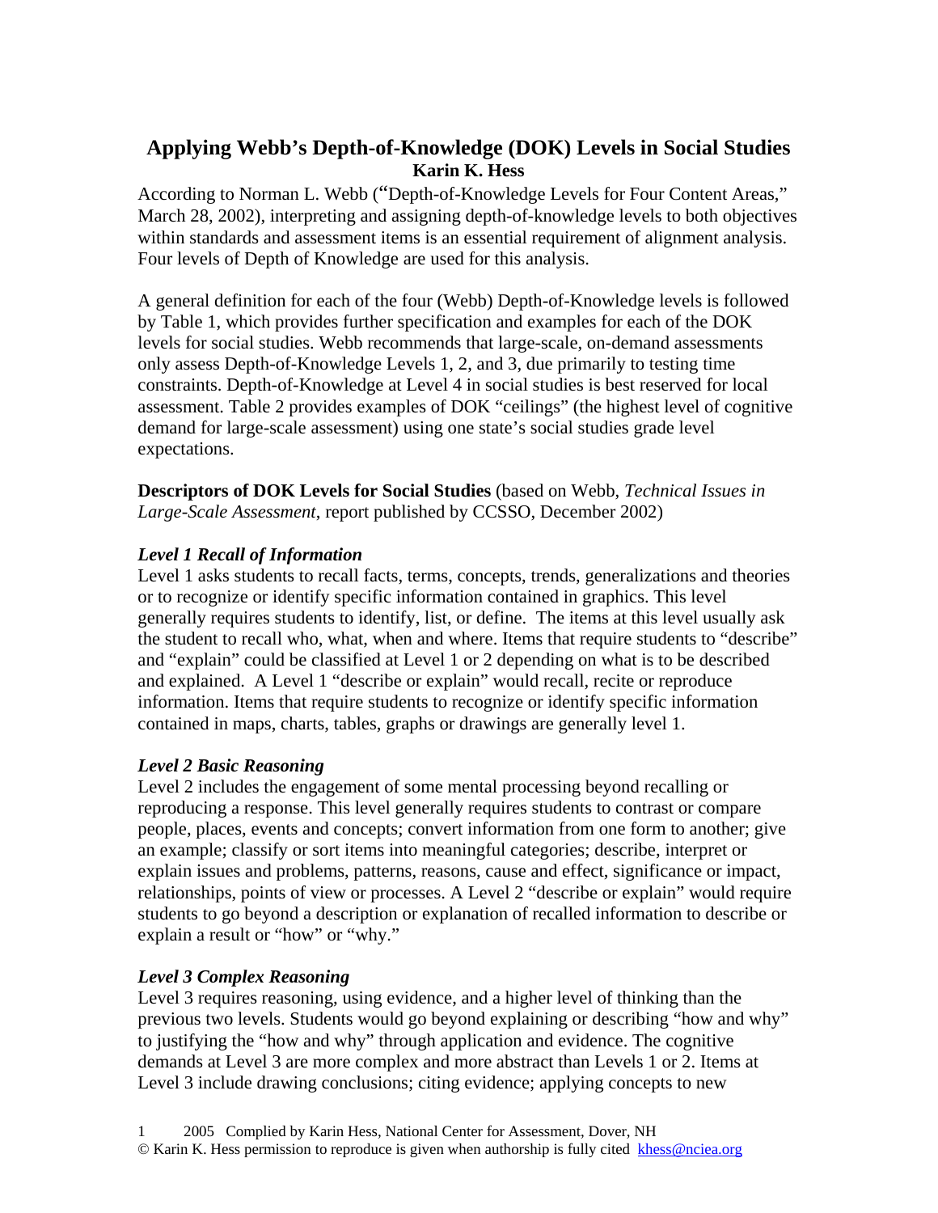# Applying Webb's Depth-of-Knowledge (DOK) Levels in Social Studies

**Karin K. Hess**

According to Norman L. Webb ("Depth-of-Knowledge Levels for Four Content Areas," March 28, 2002), interpreting and assigning depth-of-knowledge levels to both objectives within standards and assessment items is an essential requirement of alignment analysis. Four levels of Depth of Knowledge are used for this analysis.

A general definition for each of the four (Webb) Depth-of-Knowledge levels is followed by Table 1, which provides further specification and examples for each of the DOK levels for social studies. Webb recommends that large-scale, on-demand assessments only assess Depth-of-Knowledge Levels 1, 2, and 3, due primarily to testing time constraints. Depth-of-Knowledge at Level 4 in social studies is best reserved for local assessment. Table 2 provides examples of DOK "ceilings" (the highest level of cognitive demand for large-scale assessment) using one state's social studies grade level expectations.

**Descriptors of DOK Levels for Social Studies** (based on Webb, *Technical Issues in Large-Scale Assessment*, report published by CCSSO, December 2002)

### *Level 1 Recall of Information*

Level 1 asks students to recall facts, terms, concepts, trends, generalizations and theories or to recognize or identify specific information contained in graphics. This level generally requires students to identify, list, or define. The items at this level usually ask the student to recall who, what, when and where. Items that require students to "describe" and "explain" could be classified at Level 1 or 2 depending on what is to be described and explained. A Level 1 "describe or explain" would recall, recite or reproduce information. Items that require students to recognize or identify specific information contained in maps, charts, tables, graphs or drawings are generally level 1.

### *Level 2 Basic Reasoning*

Level 2 includes the engagement of some mental processing beyond recalling or reproducing a response. This level generally requires students to contrast or compare people, places, events and concepts; convert information from one form to another; give an example; classify or sort items into meaningful categories; describe, interpret or explain issues and problems, patterns, reasons, cause and effect, significance or impact, relationships, points of view or processes. A Level 2 "describe or explain" would require students to go beyond a description or explanation of recalled information to describe or explain a result or "how" or "why."

### *Level 3 Complex Reasoning*

Level 3 requires reasoning, using evidence, and a higher level of thinking than the previous two levels. Students would go beyond explaining or describing "how and why" to justifying the "how and why" through application and evidence. The cognitive demands at Level 3 are more complex and more abstract than Levels 1 or 2. Items at Level 3 include drawing conclusions; citing evidence; applying concepts to new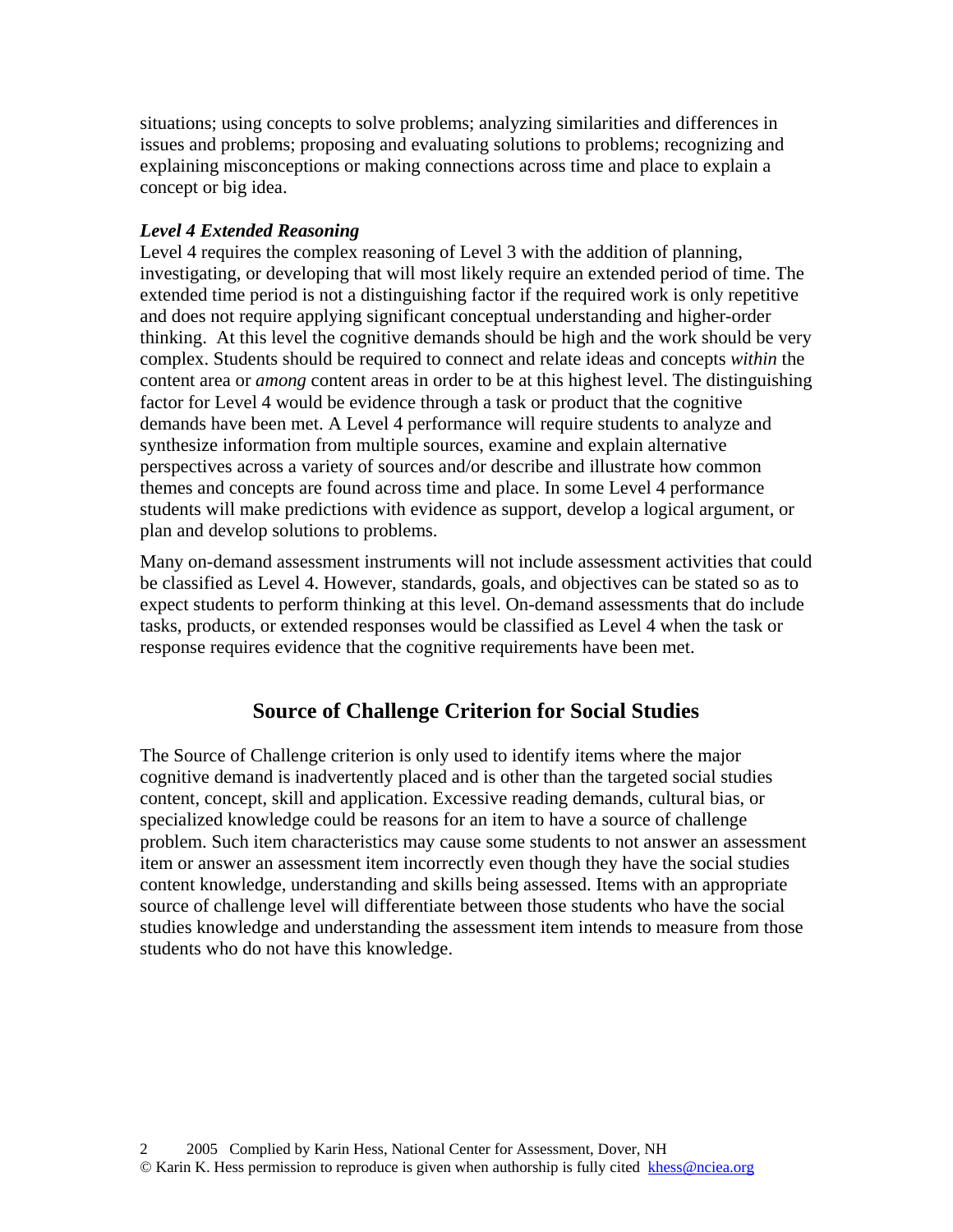situations; using concepts to solve problems; analyzing similarities and differences in issues and problems; proposing and evaluating solutions to problems; recognizing and explaining misconceptions or making connections across time and place to explain a concept or big idea.

***Level 4 Extended Reasoning***

Level 4 requires the complex reasoning of Level 3 with the addition of planning, investigating, or developing that will most likely require an extended period of time. The extended time period is not a distinguishing factor if the required work is only repetitive and does not require applying significant conceptual understanding and higher-order thinking. At this level the cognitive demands should be high and the work should be very complex. Students should be required to connect and relate ideas and concepts *within* the content area or *among* content areas in order to be at this highest level. The distinguishing factor for Level 4 would be evidence through a task or product that the cognitive demands have been met. A Level 4 performance will require students to analyze and synthesize information from multiple sources, examine and explain alternative perspectives across a variety of sources and/or describe and illustrate how common themes and concepts are found across time and place. In some Level 4 performance students will make predictions with evidence as support, develop a logical argument, or plan and develop solutions to problems.

Many on-demand assessment instruments will not include assessment activities that could be classified as Level 4. However, standards, goals, and objectives can be stated so as to expect students to perform thinking at this level. On-demand assessments that do include tasks, products, or extended responses would be classified as Level 4 when the task or response requires evidence that the cognitive requirements have been met.

## Source of Challenge Criterion for Social Studies

The Source of Challenge criterion is only used to identify items where the major cognitive demand is inadvertently placed and is other than the targeted social studies content, concept, skill and application. Excessive reading demands, cultural bias, or specialized knowledge could be reasons for an item to have a source of challenge problem. Such item characteristics may cause some students to not answer an assessment item or answer an assessment item incorrectly even though they have the social studies content knowledge, understanding and skills being assessed. Items with an appropriate source of challenge level will differentiate between those students who have the social studies knowledge and understanding the assessment item intends to measure from those students who do not have this knowledge.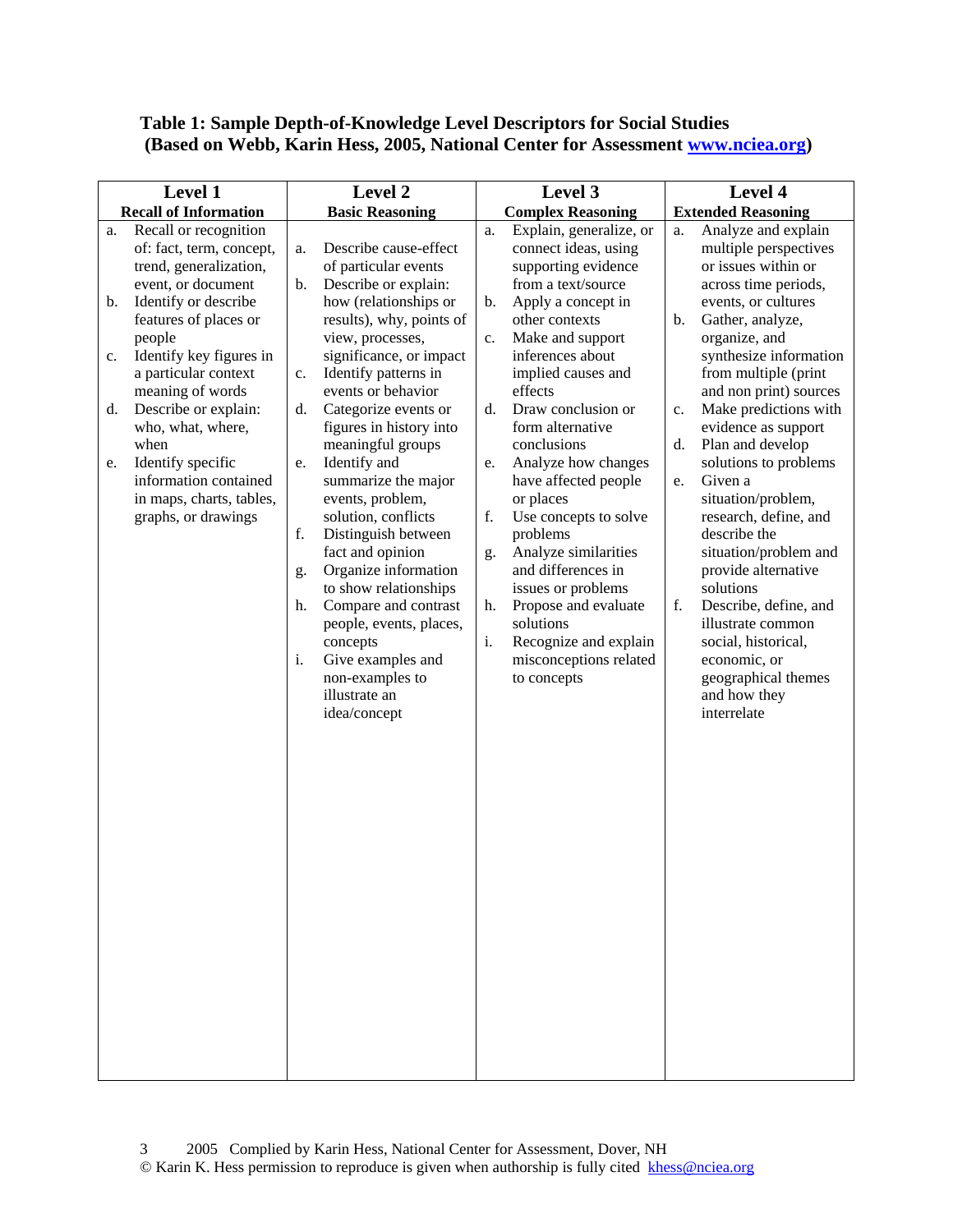**Table 1: Sample Depth-of-Knowledge Level Descriptors for Social Studies (Based on Webb, Karin Hess, 2005, National Center for Assessment www.nciea.org)**

| Level 1<br>**Recall of Information** | Level 2<br>**Basic Reasoning** | Level 3<br>**Complex Reasoning** | Level 4<br>**Extended Reasoning** |
|---|---|---|---|
| a. Recall or recognition of: fact, term, concept, trend, generalization, event, or document<br>b. Identify or describe features of places or people<br>c. Identify key figures in a particular context meaning of words<br>d. Describe or explain: who, what, where, when<br>e. Identify specific information contained in maps, charts, tables, graphs, or drawings | a. Describe cause-effect of particular events<br>b. Describe or explain: how (relationships or results), why, points of view, processes, significance, or impact<br>c. Identify patterns in events or behavior<br>d. Categorize events or figures in history into meaningful groups<br>e. Identify and summarize the major events, problem, solution, conflicts<br>f. Distinguish between fact and opinion<br>g. Organize information to show relationships<br>h. Compare and contrast people, events, places, concepts<br>i. Give examples and non-examples to illustrate an idea/concept | a. Explain, generalize, or connect ideas, using supporting evidence from a text/source<br>b. Apply a concept in other contexts<br>c. Make and support inferences about implied causes and effects<br>d. Draw conclusion or form alternative conclusions<br>e. Analyze how changes have affected people or places<br>f. Use concepts to solve problems<br>g. Analyze similarities and differences in issues or problems<br>h. Propose and evaluate solutions<br>i. Recognize and explain misconceptions related to concepts | a. Analyze and explain multiple perspectives or issues within or across time periods, events, or cultures<br>b. Gather, analyze, organize, and synthesize information from multiple (print and non print) sources<br>c. Make predictions with evidence as support<br>d. Plan and develop solutions to problems<br>e. Given a situation/problem, research, define, and describe the situation/problem and provide alternative solutions<br>f. Describe, define, and illustrate common social, historical, economic, or geographical themes and how they interrelate |

2005 Complied by Karin Hess, National Center for Assessment, Dover, NH
© Karin K. Hess permission to reproduce is given when authorship is fully cited khess@nciea.org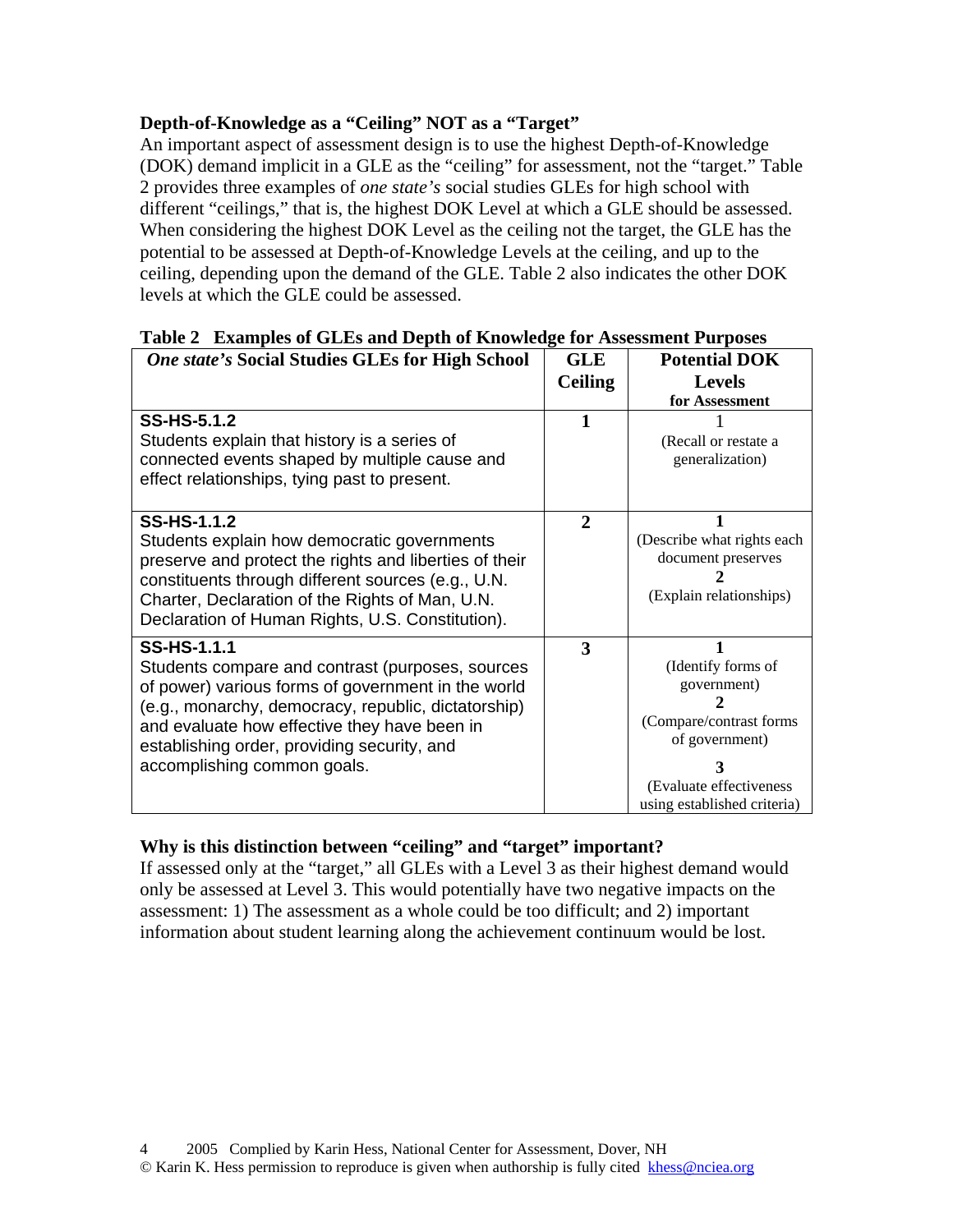**Depth-of-Knowledge as a "Ceiling" NOT as a "Target"**

An important aspect of assessment design is to use the highest Depth-of-Knowledge (DOK) demand implicit in a GLE as the "ceiling" for assessment, not the "target." Table 2 provides three examples of *one state's* social studies GLEs for high school with different "ceilings," that is, the highest DOK Level at which a GLE should be assessed. When considering the highest DOK Level as the ceiling not the target, the GLE has the potential to be assessed at Depth-of-Knowledge Levels at the ceiling, and up to the ceiling, depending upon the demand of the GLE. Table 2 also indicates the other DOK levels at which the GLE could be assessed.

**Table 2 Examples of GLEs and Depth of Knowledge for Assessment Purposes**

| ***One state's* Social Studies GLEs for High School** | **GLE Ceiling** | **Potential DOK Levels for Assessment** |
|---|---|---|
| **SS-HS-5.1.2** Students explain that history is a series of connected events shaped by multiple cause and effect relationships, tying past to present. | **1** | 1 (Recall or restate a generalization) |
| **SS-HS-1.1.2** Students explain how democratic governments preserve and protect the rights and liberties of their constituents through different sources (e.g., U.N. Charter, Declaration of the Rights of Man, U.N. Declaration of Human Rights, U.S. Constitution). | **2** | **1** (Describe what rights each document preserves **2** (Explain relationships) |
| **SS-HS-1.1.1** Students compare and contrast (purposes, sources of power) various forms of government in the world (e.g., monarchy, democracy, republic, dictatorship) and evaluate how effective they have been in establishing order, providing security, and accomplishing common goals. | **3** | **1** (Identify forms of government) **2** (Compare/contrast forms of government) **3** (Evaluate effectiveness using established criteria) |

**Why is this distinction between "ceiling" and "target" important?**

If assessed only at the "target," all GLEs with a Level 3 as their highest demand would only be assessed at Level 3. This would potentially have two negative impacts on the assessment: 1) The assessment as a whole could be too difficult; and 2) important information about student learning along the achievement continuum would be lost.